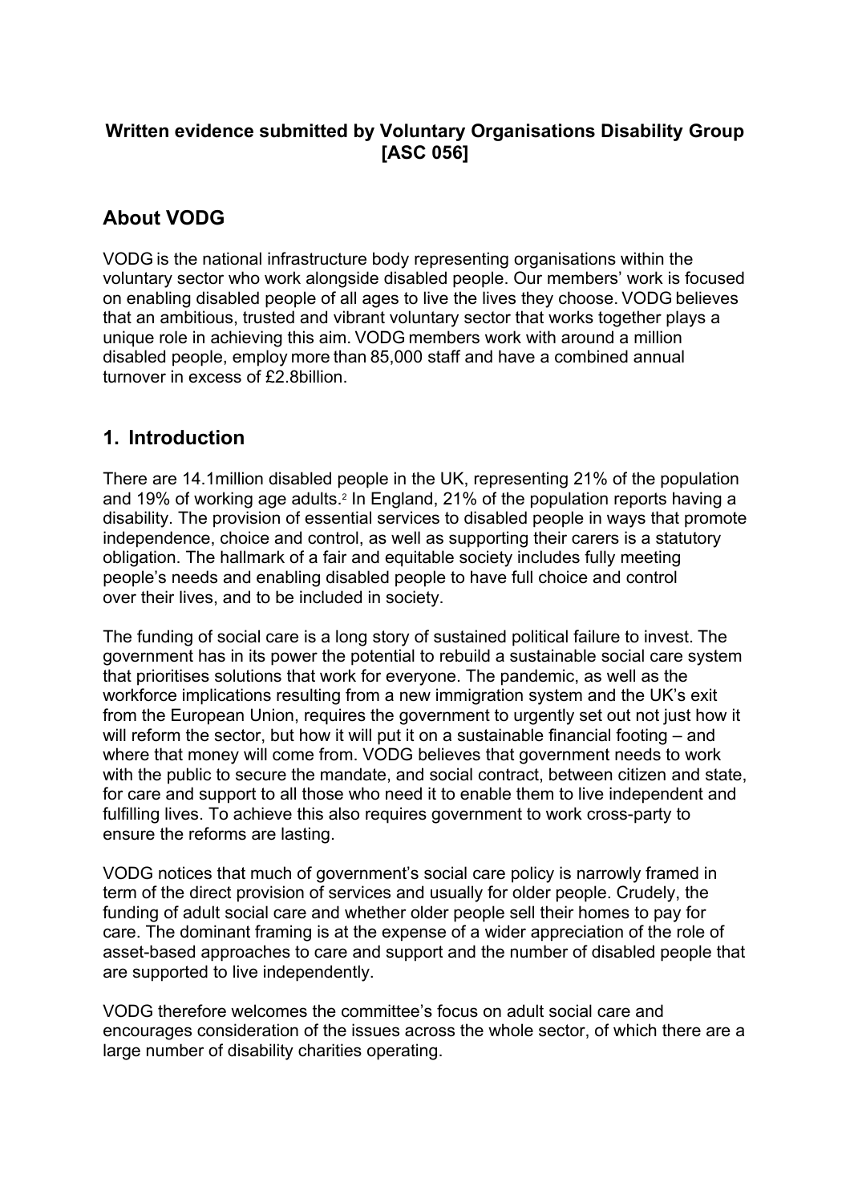**Written evidence submitted by Voluntary Organisations Disability Group [ASC 056]**

## About VODG

VODG is the national infrastructure body representing organisations within the voluntary sector who work alongside disabled people. Our members' work is focused on enabling disabled people of all ages to live the lives they choose. VODG believes that an ambitious, trusted and vibrant voluntary sector that works together plays a unique role in achieving this aim. VODG members work with around a million disabled people, employ more than 85,000 staff and have a combined annual turnover in excess of £2.8billion.

## 1. Introduction

There are 14.1million disabled people in the UK, representing 21% of the population and 19% of working age adults.[2] In England, 21% of the population reports having a disability. The provision of essential services to disabled people in ways that promote independence, choice and control, as well as supporting their carers is a statutory obligation. The hallmark of a fair and equitable society includes fully meeting people's needs and enabling disabled people to have full choice and control over their lives, and to be included in society.

The funding of social care is a long story of sustained political failure to invest. The government has in its power the potential to rebuild a sustainable social care system that prioritises solutions that work for everyone. The pandemic, as well as the workforce implications resulting from a new immigration system and the UK's exit from the European Union, requires the government to urgently set out not just how it will reform the sector, but how it will put it on a sustainable financial footing – and where that money will come from. VODG believes that government needs to work with the public to secure the mandate, and social contract, between citizen and state, for care and support to all those who need it to enable them to live independent and fulfilling lives. To achieve this also requires government to work cross-party to ensure the reforms are lasting.

VODG notices that much of government's social care policy is narrowly framed in term of the direct provision of services and usually for older people. Crudely, the funding of adult social care and whether older people sell their homes to pay for care. The dominant framing is at the expense of a wider appreciation of the role of asset-based approaches to care and support and the number of disabled people that are supported to live independently.

VODG therefore welcomes the committee's focus on adult social care and encourages consideration of the issues across the whole sector, of which there are a large number of disability charities operating.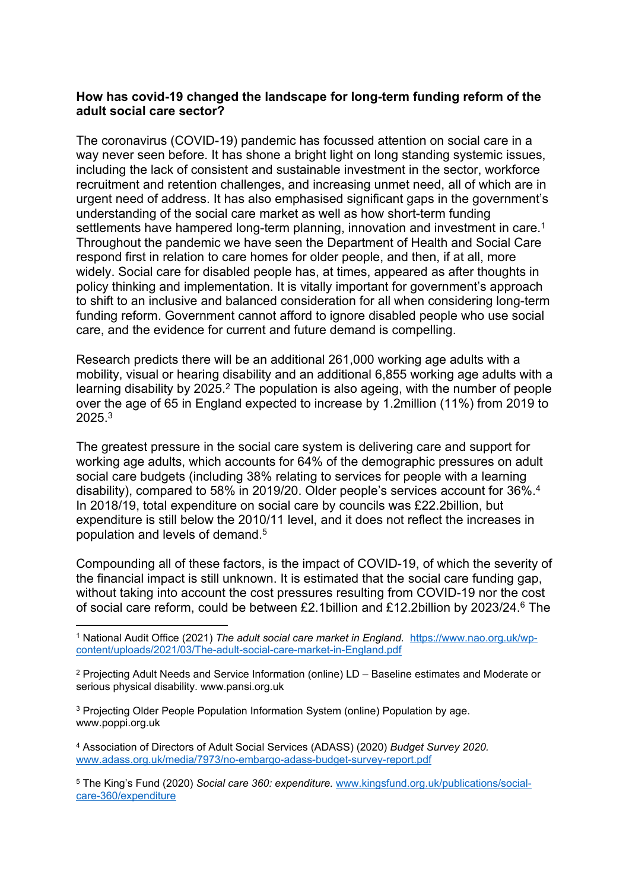**How has covid-19 changed the landscape for long-term funding reform of the adult social care sector?**

The coronavirus (COVID-19) pandemic has focussed attention on social care in a way never seen before. It has shone a bright light on long standing systemic issues, including the lack of consistent and sustainable investment in the sector, workforce recruitment and retention challenges, and increasing unmet need, all of which are in urgent need of address. It has also emphasised significant gaps in the government's understanding of the social care market as well as how short-term funding settlements have hampered long-term planning, innovation and investment in care.[1] Throughout the pandemic we have seen the Department of Health and Social Care respond first in relation to care homes for older people, and then, if at all, more widely. Social care for disabled people has, at times, appeared as after thoughts in policy thinking and implementation. It is vitally important for government's approach to shift to an inclusive and balanced consideration for all when considering long-term funding reform. Government cannot afford to ignore disabled people who use social care, and the evidence for current and future demand is compelling.

Research predicts there will be an additional 261,000 working age adults with a mobility, visual or hearing disability and an additional 6,855 working age adults with a learning disability by 2025.[2] The population is also ageing, with the number of people over the age of 65 in England expected to increase by 1.2million (11%) from 2019 to 2025.[3]

The greatest pressure in the social care system is delivering care and support for working age adults, which accounts for 64% of the demographic pressures on adult social care budgets (including 38% relating to services for people with a learning disability), compared to 58% in 2019/20. Older people's services account for 36%.[4] In 2018/19, total expenditure on social care by councils was £22.2billion, but expenditure is still below the 2010/11 level, and it does not reflect the increases in population and levels of demand.[5]

Compounding all of these factors, is the impact of COVID-19, of which the severity of the financial impact is still unknown. It is estimated that the social care funding gap, without taking into account the cost pressures resulting from COVID-19 nor the cost of social care reform, could be between £2.1billion and £12.2billion by 2023/24.[6] The

---

[1] National Audit Office (2021) *The adult social care market in England.* https://www.nao.org.uk/wp-content/uploads/2021/03/The-adult-social-care-market-in-England.pdf

[2] Projecting Adult Needs and Service Information (online) LD – Baseline estimates and Moderate or serious physical disability. www.pansi.org.uk

[3] Projecting Older People Population Information System (online) Population by age. www.poppi.org.uk

[4] Association of Directors of Adult Social Services (ADASS) (2020) *Budget Survey 2020.* www.adass.org.uk/media/7973/no-embargo-adass-budget-survey-report.pdf

[5] The King's Fund (2020) *Social care 360: expenditure.* www.kingsfund.org.uk/publications/social-care-360/expenditure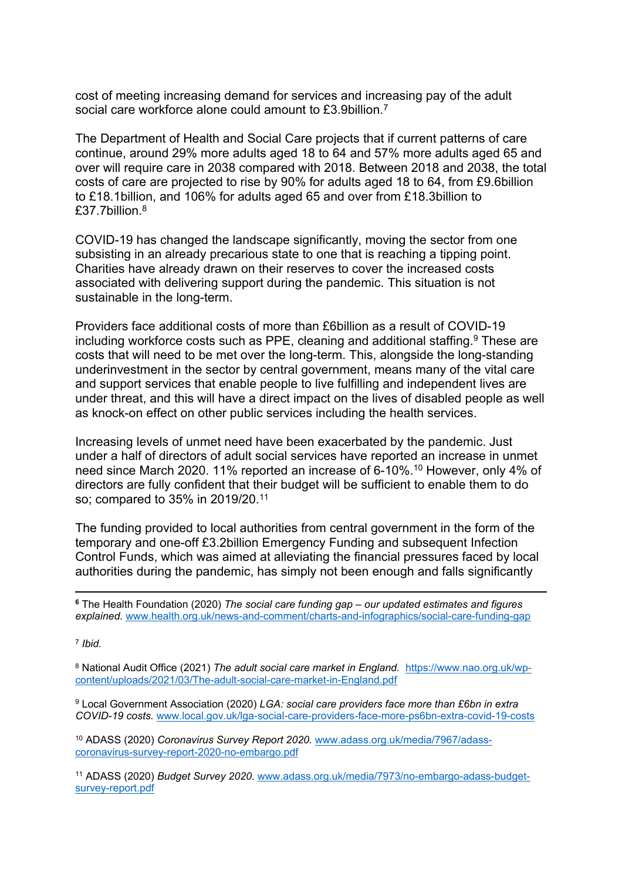cost of meeting increasing demand for services and increasing pay of the adult social care workforce alone could amount to £3.9billion.[7]

The Department of Health and Social Care projects that if current patterns of care continue, around 29% more adults aged 18 to 64 and 57% more adults aged 65 and over will require care in 2038 compared with 2018. Between 2018 and 2038, the total costs of care are projected to rise by 90% for adults aged 18 to 64, from £9.6billion to £18.1billion, and 106% for adults aged 65 and over from £18.3billion to £37.7billion.[8]

COVID-19 has changed the landscape significantly, moving the sector from one subsisting in an already precarious state to one that is reaching a tipping point. Charities have already drawn on their reserves to cover the increased costs associated with delivering support during the pandemic. This situation is not sustainable in the long-term.

Providers face additional costs of more than £6billion as a result of COVID-19 including workforce costs such as PPE, cleaning and additional staffing.[9] These are costs that will need to be met over the long-term. This, alongside the long-standing underinvestment in the sector by central government, means many of the vital care and support services that enable people to live fulfilling and independent lives are under threat, and this will have a direct impact on the lives of disabled people as well as knock-on effect on other public services including the health services.

Increasing levels of unmet need have been exacerbated by the pandemic. Just under a half of directors of adult social services have reported an increase in unmet need since March 2020. 11% reported an increase of 6-10%.[10] However, only 4% of directors are fully confident that their budget will be sufficient to enable them to do so; compared to 35% in 2019/20.[11]

The funding provided to local authorities from central government in the form of the temporary and one-off £3.2billion Emergency Funding and subsequent Infection Control Funds, which was aimed at alleviating the financial pressures faced by local authorities during the pandemic, has simply not been enough and falls significantly

---

[6] The Health Foundation (2020) *The social care funding gap – our updated estimates and figures explained.* www.health.org.uk/news-and-comment/charts-and-infographics/social-care-funding-gap

[7] *Ibid.*

[8] National Audit Office (2021) *The adult social care market in England.* https://www.nao.org.uk/wp-content/uploads/2021/03/The-adult-social-care-market-in-England.pdf

[9] Local Government Association (2020) *LGA: social care providers face more than £6bn in extra COVID-19 costs.* www.local.gov.uk/lga-social-care-providers-face-more-ps6bn-extra-covid-19-costs

[10] ADASS (2020) *Coronavirus Survey Report 2020.* www.adass.org.uk/media/7967/adass-coronavirus-survey-report-2020-no-embargo.pdf

[11] ADASS (2020) *Budget Survey 2020.* www.adass.org.uk/media/7973/no-embargo-adass-budget-survey-report.pdf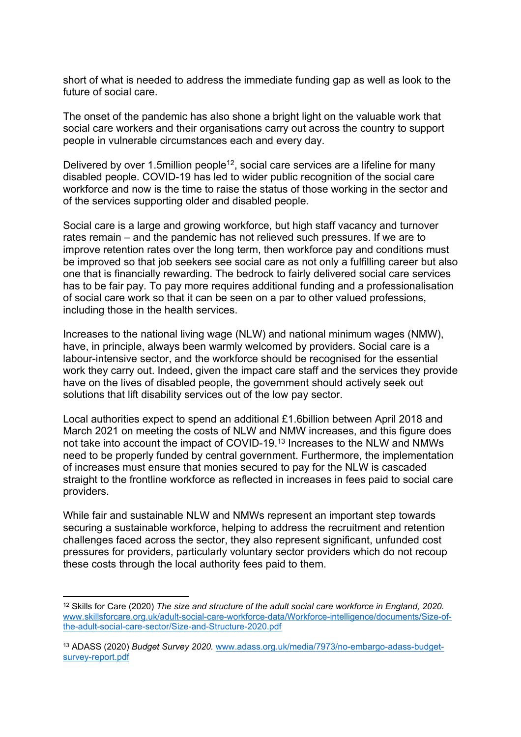short of what is needed to address the immediate funding gap as well as look to the future of social care.

The onset of the pandemic has also shone a bright light on the valuable work that social care workers and their organisations carry out across the country to support people in vulnerable circumstances each and every day.

Delivered by over 1.5million people[12], social care services are a lifeline for many disabled people. COVID-19 has led to wider public recognition of the social care workforce and now is the time to raise the status of those working in the sector and of the services supporting older and disabled people.

Social care is a large and growing workforce, but high staff vacancy and turnover rates remain – and the pandemic has not relieved such pressures. If we are to improve retention rates over the long term, then workforce pay and conditions must be improved so that job seekers see social care as not only a fulfilling career but also one that is financially rewarding. The bedrock to fairly delivered social care services has to be fair pay. To pay more requires additional funding and a professionalisation of social care work so that it can be seen on a par to other valued professions, including those in the health services.

Increases to the national living wage (NLW) and national minimum wages (NMW), have, in principle, always been warmly welcomed by providers. Social care is a labour-intensive sector, and the workforce should be recognised for the essential work they carry out. Indeed, given the impact care staff and the services they provide have on the lives of disabled people, the government should actively seek out solutions that lift disability services out of the low pay sector.

Local authorities expect to spend an additional £1.6billion between April 2018 and March 2021 on meeting the costs of NLW and NMW increases, and this figure does not take into account the impact of COVID-19.[13] Increases to the NLW and NMWs need to be properly funded by central government. Furthermore, the implementation of increases must ensure that monies secured to pay for the NLW is cascaded straight to the frontline workforce as reflected in increases in fees paid to social care providers.

While fair and sustainable NLW and NMWs represent an important step towards securing a sustainable workforce, helping to address the recruitment and retention challenges faced across the sector, they also represent significant, unfunded cost pressures for providers, particularly voluntary sector providers which do not recoup these costs through the local authority fees paid to them.

---

[12] Skills for Care (2020) *The size and structure of the adult social care workforce in England, 2020.* www.skillsforcare.org.uk/adult-social-care-workforce-data/Workforce-intelligence/documents/Size-of-the-adult-social-care-sector/Size-and-Structure-2020.pdf

[13] ADASS (2020) *Budget Survey 2020.* www.adass.org.uk/media/7973/no-embargo-adass-budget-survey-report.pdf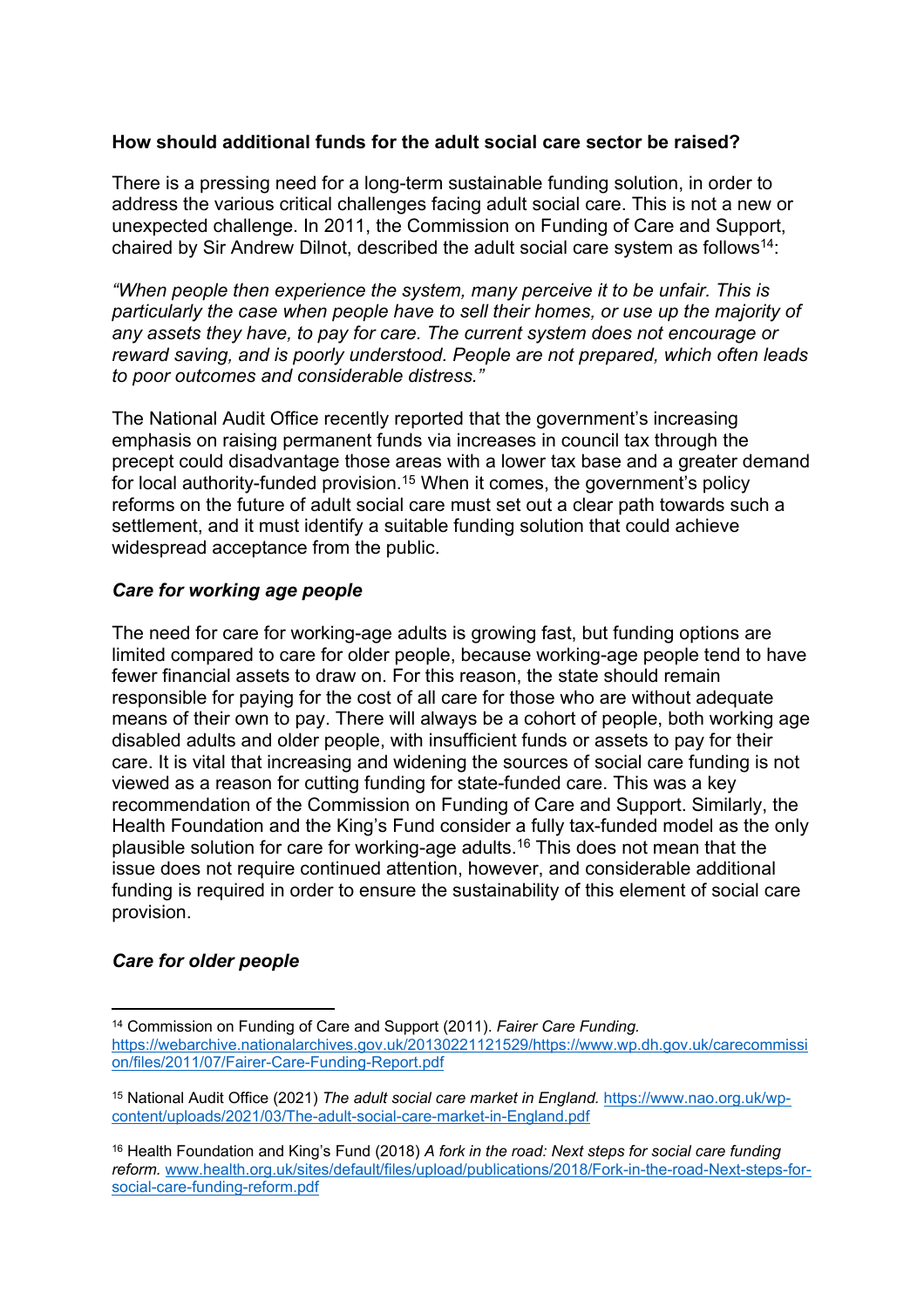**How should additional funds for the adult social care sector be raised?**

There is a pressing need for a long-term sustainable funding solution, in order to address the various critical challenges facing adult social care. This is not a new or unexpected challenge. In 2011, the Commission on Funding of Care and Support, chaired by Sir Andrew Dilnot, described the adult social care system as follows[14]:

*"When people then experience the system, many perceive it to be unfair. This is particularly the case when people have to sell their homes, or use up the majority of any assets they have, to pay for care. The current system does not encourage or reward saving, and is poorly understood. People are not prepared, which often leads to poor outcomes and considerable distress."*

The National Audit Office recently reported that the government's increasing emphasis on raising permanent funds via increases in council tax through the precept could disadvantage those areas with a lower tax base and a greater demand for local authority-funded provision.[15] When it comes, the government's policy reforms on the future of adult social care must set out a clear path towards such a settlement, and it must identify a suitable funding solution that could achieve widespread acceptance from the public.

***Care for working age people***

The need for care for working-age adults is growing fast, but funding options are limited compared to care for older people, because working-age people tend to have fewer financial assets to draw on. For this reason, the state should remain responsible for paying for the cost of all care for those who are without adequate means of their own to pay. There will always be a cohort of people, both working age disabled adults and older people, with insufficient funds or assets to pay for their care. It is vital that increasing and widening the sources of social care funding is not viewed as a reason for cutting funding for state-funded care. This was a key recommendation of the Commission on Funding of Care and Support. Similarly, the Health Foundation and the King's Fund consider a fully tax-funded model as the only plausible solution for care for working-age adults.[16] This does not mean that the issue does not require continued attention, however, and considerable additional funding is required in order to ensure the sustainability of this element of social care provision.

***Care for older people***

---

[14] Commission on Funding of Care and Support (2011). *Fairer Care Funding.* https://webarchive.nationalarchives.gov.uk/20130221121529/https://www.wp.dh.gov.uk/carecommission/files/2011/07/Fairer-Care-Funding-Report.pdf

[15] National Audit Office (2021) *The adult social care market in England.* https://www.nao.org.uk/wp-content/uploads/2021/03/The-adult-social-care-market-in-England.pdf

[16] Health Foundation and King's Fund (2018) *A fork in the road: Next steps for social care funding reform.* www.health.org.uk/sites/default/files/upload/publications/2018/Fork-in-the-road-Next-steps-for-social-care-funding-reform.pdf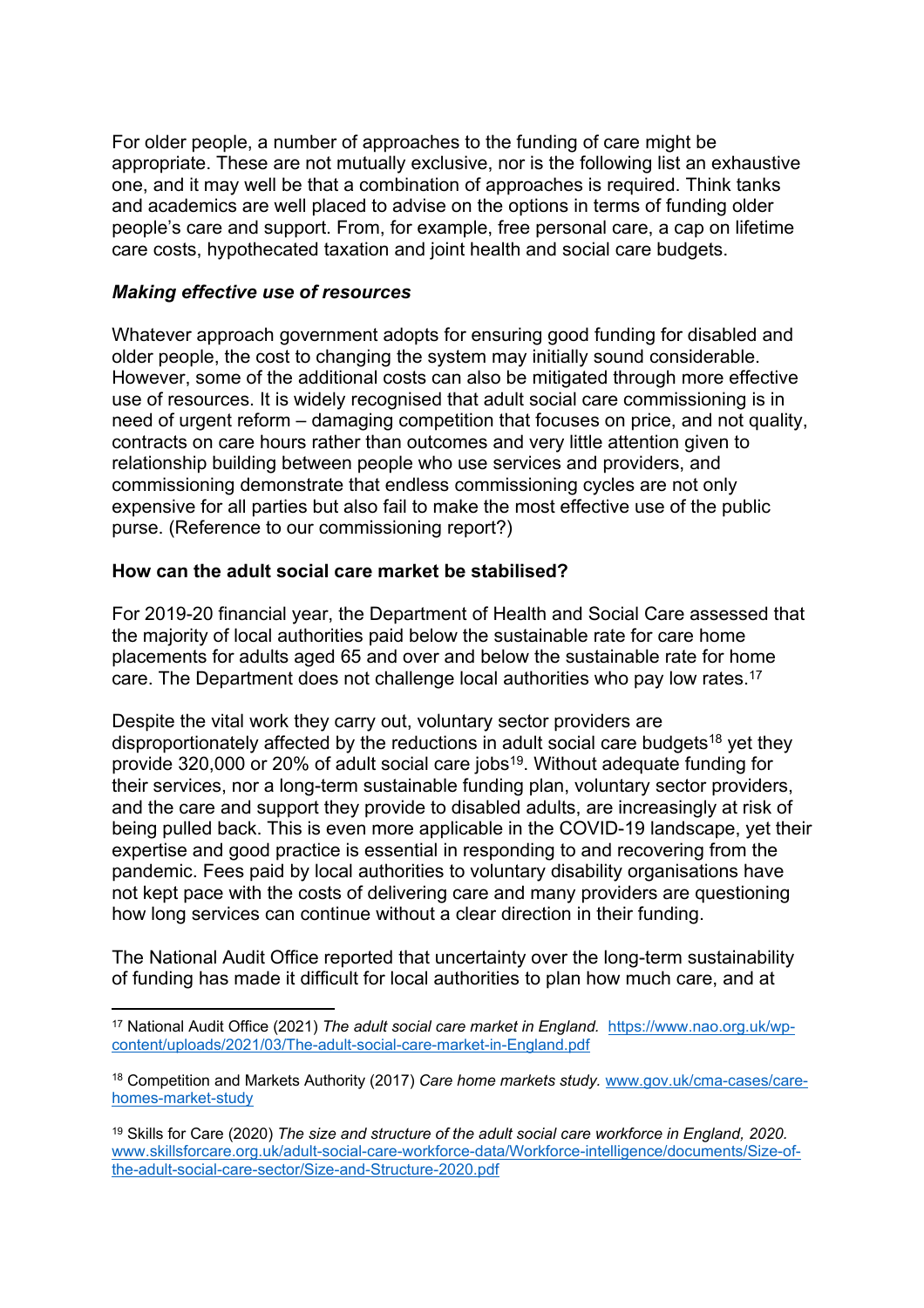For older people, a number of approaches to the funding of care might be appropriate. These are not mutually exclusive, nor is the following list an exhaustive one, and it may well be that a combination of approaches is required. Think tanks and academics are well placed to advise on the options in terms of funding older people's care and support. From, for example, free personal care, a cap on lifetime care costs, hypothecated taxation and joint health and social care budgets.

***Making effective use of resources***

Whatever approach government adopts for ensuring good funding for disabled and older people, the cost to changing the system may initially sound considerable. However, some of the additional costs can also be mitigated through more effective use of resources. It is widely recognised that adult social care commissioning is in need of urgent reform – damaging competition that focuses on price, and not quality, contracts on care hours rather than outcomes and very little attention given to relationship building between people who use services and providers, and commissioning demonstrate that endless commissioning cycles are not only expensive for all parties but also fail to make the most effective use of the public purse. (Reference to our commissioning report?)

**How can the adult social care market be stabilised?**

For 2019-20 financial year, the Department of Health and Social Care assessed that the majority of local authorities paid below the sustainable rate for care home placements for adults aged 65 and over and below the sustainable rate for home care. The Department does not challenge local authorities who pay low rates.[17]

Despite the vital work they carry out, voluntary sector providers are disproportionately affected by the reductions in adult social care budgets[18] yet they provide 320,000 or 20% of adult social care jobs[19]. Without adequate funding for their services, nor a long-term sustainable funding plan, voluntary sector providers, and the care and support they provide to disabled adults, are increasingly at risk of being pulled back. This is even more applicable in the COVID-19 landscape, yet their expertise and good practice is essential in responding to and recovering from the pandemic. Fees paid by local authorities to voluntary disability organisations have not kept pace with the costs of delivering care and many providers are questioning how long services can continue without a clear direction in their funding.

The National Audit Office reported that uncertainty over the long-term sustainability of funding has made it difficult for local authorities to plan how much care, and at

---

[17] National Audit Office (2021) *The adult social care market in England.* https://www.nao.org.uk/wp-content/uploads/2021/03/The-adult-social-care-market-in-England.pdf

[18] Competition and Markets Authority (2017) *Care home markets study.* www.gov.uk/cma-cases/care-homes-market-study

[19] Skills for Care (2020) *The size and structure of the adult social care workforce in England, 2020.* www.skillsforcare.org.uk/adult-social-care-workforce-data/Workforce-intelligence/documents/Size-of-the-adult-social-care-sector/Size-and-Structure-2020.pdf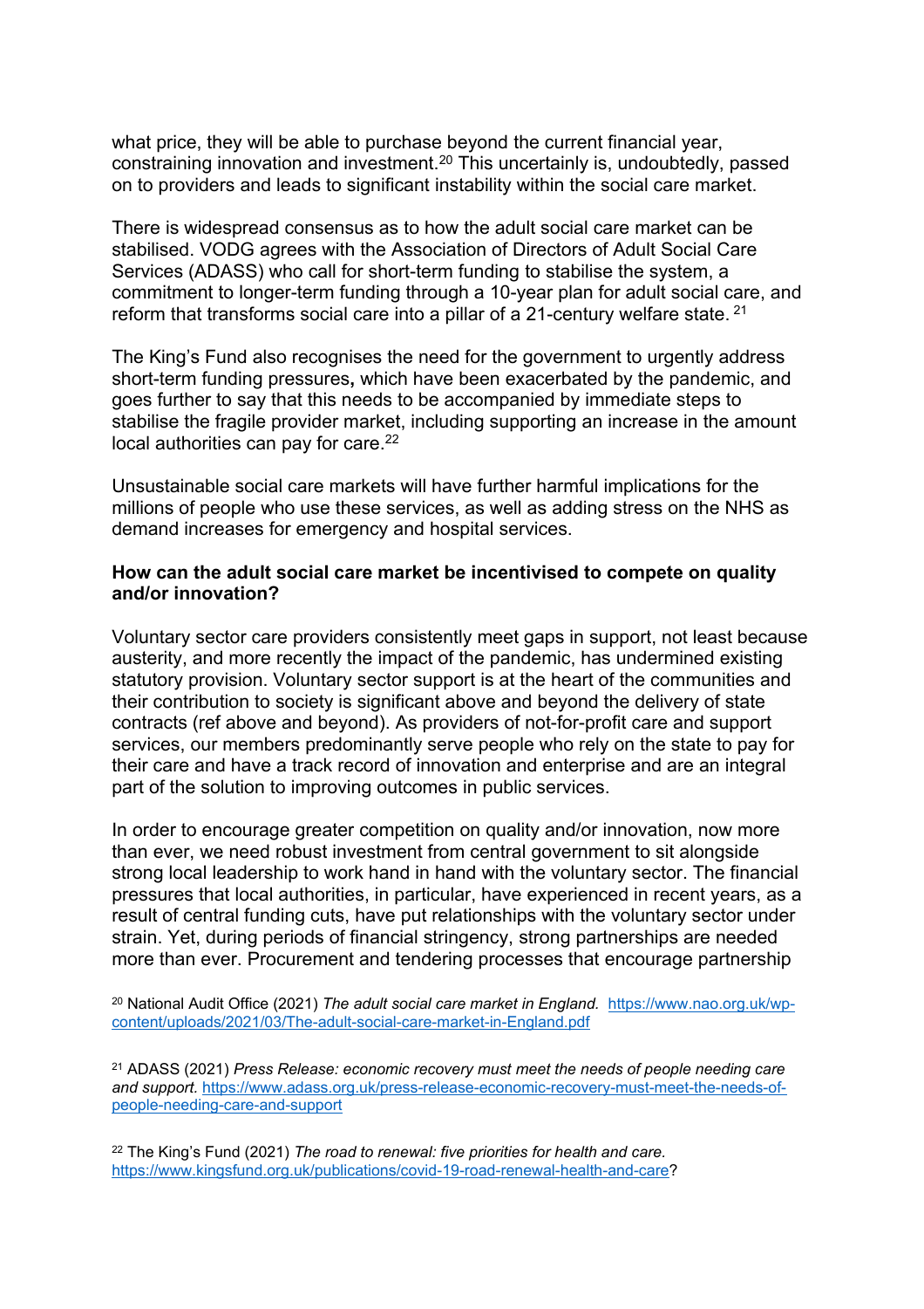what price, they will be able to purchase beyond the current financial year, constraining innovation and investment.[20] This uncertainly is, undoubtedly, passed on to providers and leads to significant instability within the social care market.

There is widespread consensus as to how the adult social care market can be stabilised. VODG agrees with the Association of Directors of Adult Social Care Services (ADASS) who call for short-term funding to stabilise the system, a commitment to longer-term funding through a 10-year plan for adult social care, and reform that transforms social care into a pillar of a 21-century welfare state. [21]

The King's Fund also recognises the need for the government to urgently address short-term funding pressures**,** which have been exacerbated by the pandemic, and goes further to say that this needs to be accompanied by immediate steps to stabilise the fragile provider market, including supporting an increase in the amount local authorities can pay for care.[22]

Unsustainable social care markets will have further harmful implications for the millions of people who use these services, as well as adding stress on the NHS as demand increases for emergency and hospital services.

**How can the adult social care market be incentivised to compete on quality and/or innovation?**

Voluntary sector care providers consistently meet gaps in support, not least because austerity, and more recently the impact of the pandemic, has undermined existing statutory provision. Voluntary sector support is at the heart of the communities and their contribution to society is significant above and beyond the delivery of state contracts (ref above and beyond). As providers of not-for-profit care and support services, our members predominantly serve people who rely on the state to pay for their care and have a track record of innovation and enterprise and are an integral part of the solution to improving outcomes in public services.

In order to encourage greater competition on quality and/or innovation, now more than ever, we need robust investment from central government to sit alongside strong local leadership to work hand in hand with the voluntary sector. The financial pressures that local authorities, in particular, have experienced in recent years, as a result of central funding cuts, have put relationships with the voluntary sector under strain. Yet, during periods of financial stringency, strong partnerships are needed more than ever. Procurement and tendering processes that encourage partnership

[20] National Audit Office (2021) *The adult social care market in England.* https://www.nao.org.uk/wp-content/uploads/2021/03/The-adult-social-care-market-in-England.pdf

[21] ADASS (2021) *Press Release: economic recovery must meet the needs of people needing care and support.* https://www.adass.org.uk/press-release-economic-recovery-must-meet-the-needs-of-people-needing-care-and-support

[22] The King's Fund (2021) *The road to renewal: five priorities for health and care.* https://www.kingsfund.org.uk/publications/covid-19-road-renewal-health-and-care?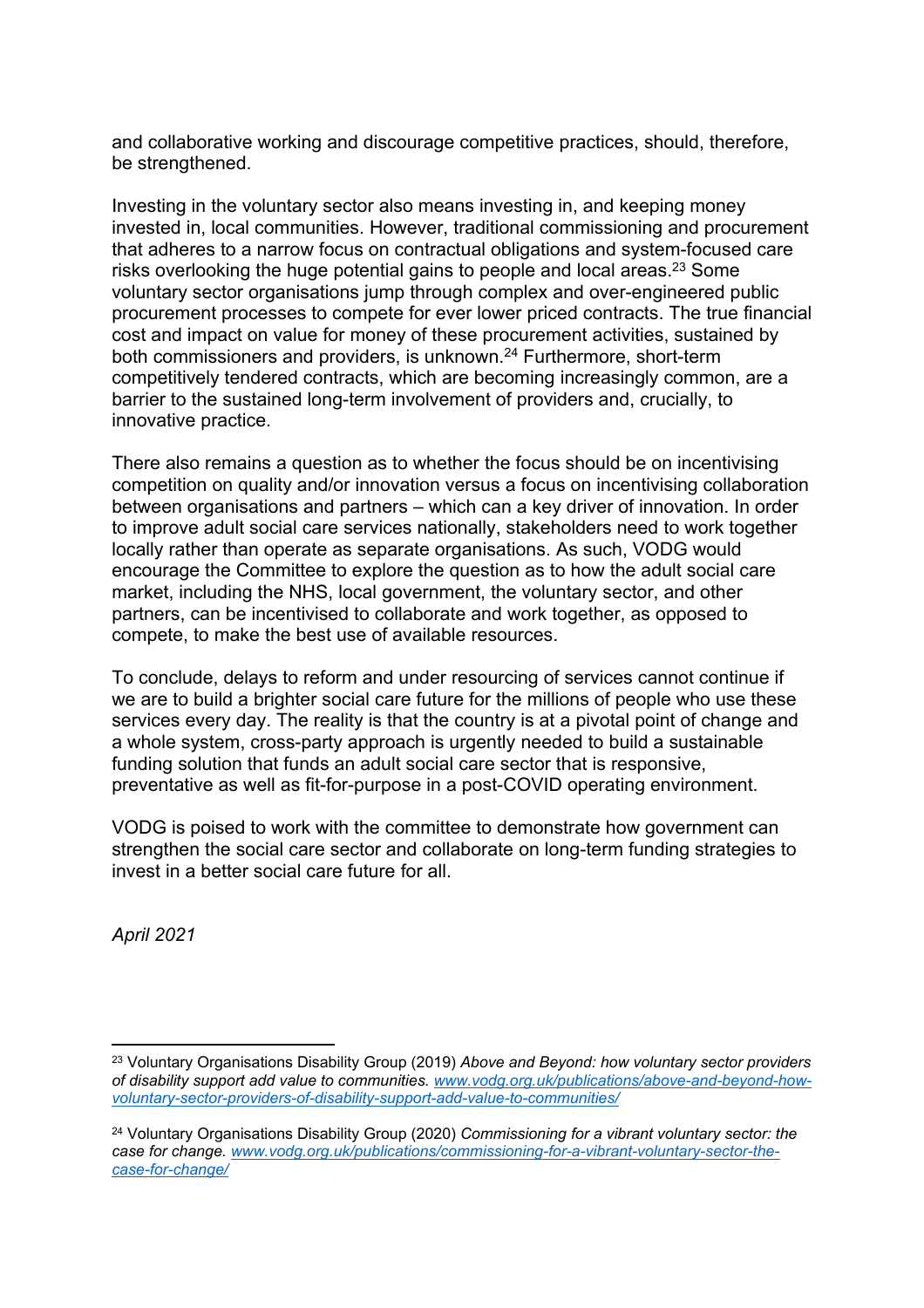and collaborative working and discourage competitive practices, should, therefore, be strengthened.

Investing in the voluntary sector also means investing in, and keeping money invested in, local communities. However, traditional commissioning and procurement that adheres to a narrow focus on contractual obligations and system-focused care risks overlooking the huge potential gains to people and local areas.[23] Some voluntary sector organisations jump through complex and over-engineered public procurement processes to compete for ever lower priced contracts. The true financial cost and impact on value for money of these procurement activities, sustained by both commissioners and providers, is unknown.[24] Furthermore, short-term competitively tendered contracts, which are becoming increasingly common, are a barrier to the sustained long-term involvement of providers and, crucially, to innovative practice.

There also remains a question as to whether the focus should be on incentivising competition on quality and/or innovation versus a focus on incentivising collaboration between organisations and partners – which can a key driver of innovation. In order to improve adult social care services nationally, stakeholders need to work together locally rather than operate as separate organisations. As such, VODG would encourage the Committee to explore the question as to how the adult social care market, including the NHS, local government, the voluntary sector, and other partners, can be incentivised to collaborate and work together, as opposed to compete, to make the best use of available resources.

To conclude, delays to reform and under resourcing of services cannot continue if we are to build a brighter social care future for the millions of people who use these services every day. The reality is that the country is at a pivotal point of change and a whole system, cross-party approach is urgently needed to build a sustainable funding solution that funds an adult social care sector that is responsive, preventative as well as fit-for-purpose in a post-COVID operating environment.

VODG is poised to work with the committee to demonstrate how government can strengthen the social care sector and collaborate on long-term funding strategies to invest in a better social care future for all.

*April 2021*

---

[23] Voluntary Organisations Disability Group (2019) *Above and Beyond: how voluntary sector providers of disability support add value to communities.* [www.vodg.org.uk/publications/above-and-beyond-how-voluntary-sector-providers-of-disability-support-add-value-to-communities/](www.vodg.org.uk/publications/above-and-beyond-how-voluntary-sector-providers-of-disability-support-add-value-to-communities/)

[24] Voluntary Organisations Disability Group (2020) *Commissioning for a vibrant voluntary sector: the case for change.* [www.vodg.org.uk/publications/commissioning-for-a-vibrant-voluntary-sector-the-case-for-change/](www.vodg.org.uk/publications/commissioning-for-a-vibrant-voluntary-sector-the-case-for-change/)